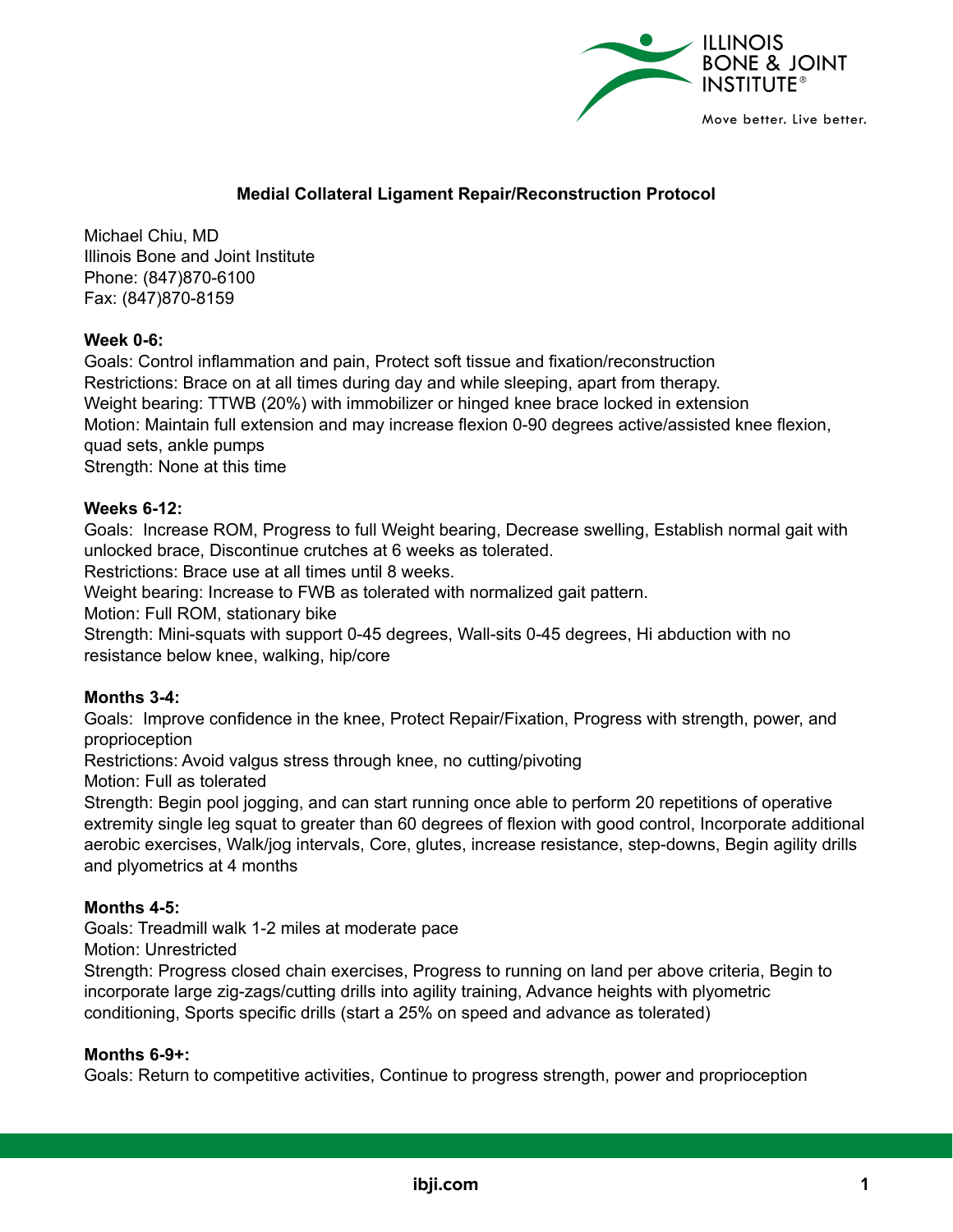# Medial Collateral Ligament Repair/Reconstruction Protocol

Michael Chiu, MD
Illinois Bone and Joint Institute
Phone: (847)870-6100
Fax: (847)870-8159

**Week 0-6:**
Goals: Control inflammation and pain, Protect soft tissue and fixation/reconstruction
Restrictions: Brace on at all times during day and while sleeping, apart from therapy.
Weight bearing: TTWB (20%) with immobilizer or hinged knee brace locked in extension
Motion: Maintain full extension and may increase flexion 0-90 degrees active/assisted knee flexion, quad sets, ankle pumps
Strength: None at this time

**Weeks 6-12:**
Goals: Increase ROM, Progress to full Weight bearing, Decrease swelling, Establish normal gait with unlocked brace, Discontinue crutches at 6 weeks as tolerated.
Restrictions: Brace use at all times until 8 weeks.
Weight bearing: Increase to FWB as tolerated with normalized gait pattern.
Motion: Full ROM, stationary bike
Strength: Mini-squats with support 0-45 degrees, Wall-sits 0-45 degrees, Hi abduction with no resistance below knee, walking, hip/core

**Months 3-4:**
Goals: Improve confidence in the knee, Protect Repair/Fixation, Progress with strength, power, and proprioception
Restrictions: Avoid valgus stress through knee, no cutting/pivoting
Motion: Full as tolerated
Strength: Begin pool jogging, and can start running once able to perform 20 repetitions of operative extremity single leg squat to greater than 60 degrees of flexion with good control, Incorporate additional aerobic exercises, Walk/jog intervals, Core, glutes, increase resistance, step-downs, Begin agility drills and plyometrics at 4 months

**Months 4-5:**
Goals: Treadmill walk 1-2 miles at moderate pace
Motion: Unrestricted
Strength: Progress closed chain exercises, Progress to running on land per above criteria, Begin to incorporate large zig-zags/cutting drills into agility training, Advance heights with plyometric conditioning, Sports specific drills (start a 25% on speed and advance as tolerated)

**Months 6-9+:**
Goals: Return to competitive activities, Continue to progress strength, power and proprioception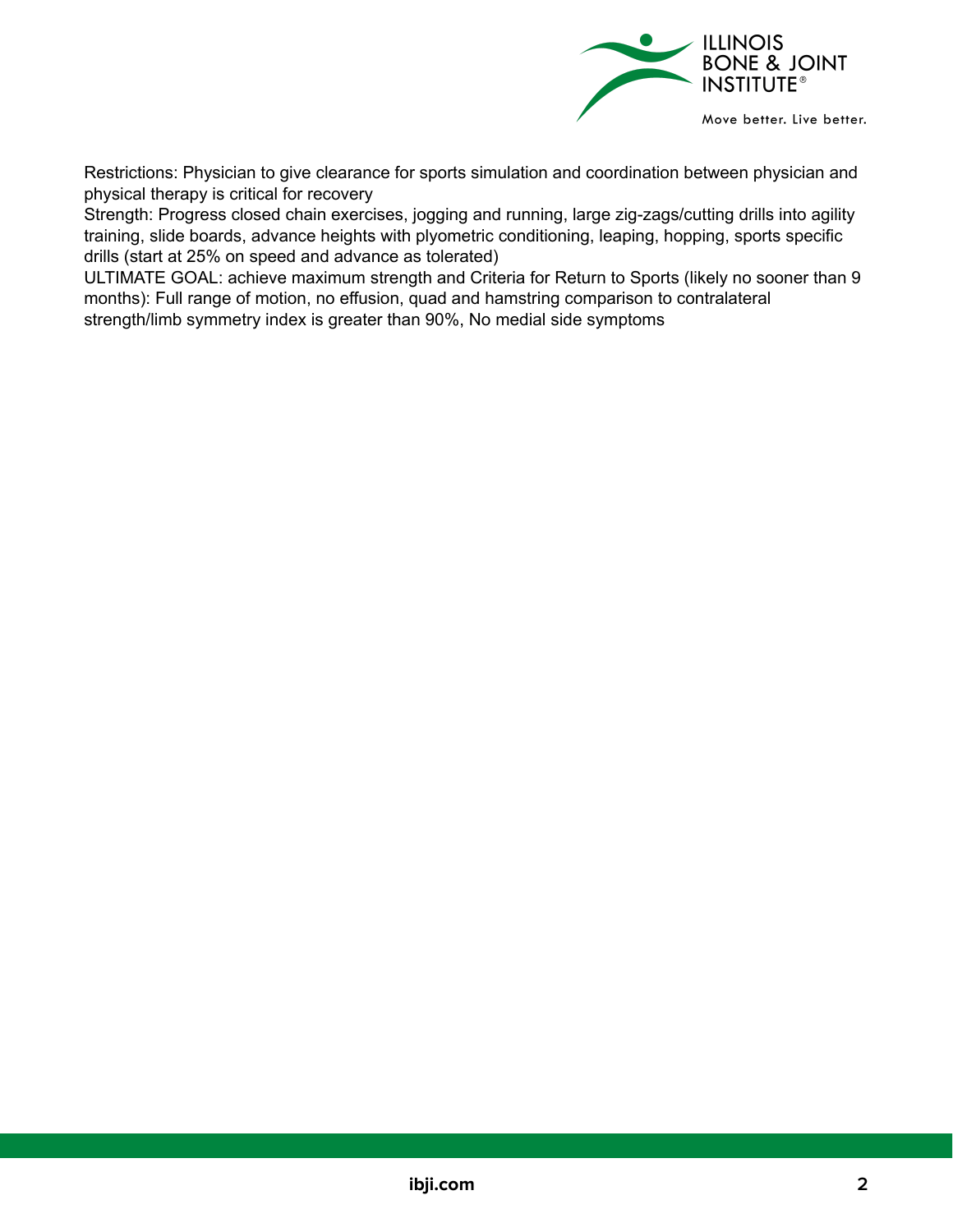Restrictions: Physician to give clearance for sports simulation and coordination between physician and physical therapy is critical for recovery

Strength: Progress closed chain exercises, jogging and running, large zig-zags/cutting drills into agility training, slide boards, advance heights with plyometric conditioning, leaping, hopping, sports specific drills (start at 25% on speed and advance as tolerated)

ULTIMATE GOAL: achieve maximum strength and Criteria for Return to Sports (likely no sooner than 9 months): Full range of motion, no effusion, quad and hamstring comparison to contralateral strength/limb symmetry index is greater than 90%, No medial side symptoms